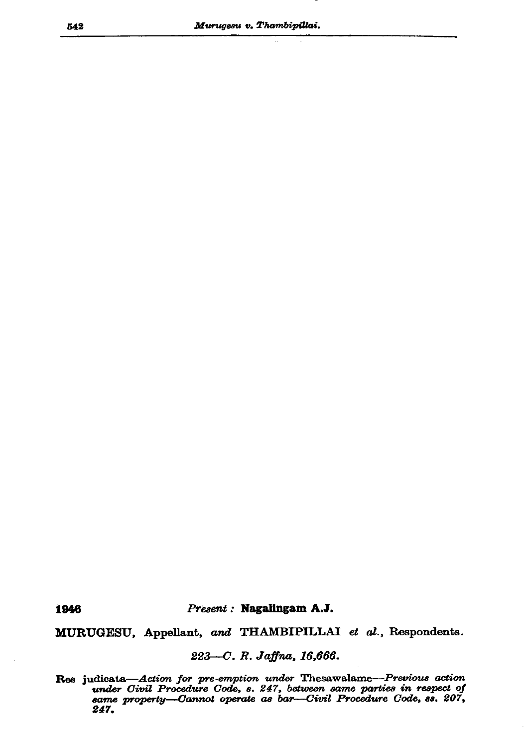**1946** *Present :* **Nagalingam A.J.**

**MURUGESU,** Appellant, *and* **THAMBIPILLAI** *et al.*, Respondents.

*223—C. R. Jaffna, 16,666.*

**Res** judicata—*Action for pre-emption under* Thesawalame—*Previous action under Civil Procedure Code, s. 247, between same parties in respect of same property—Cannot operate as bar—Civil Procedure Code, ss. 207, 247.*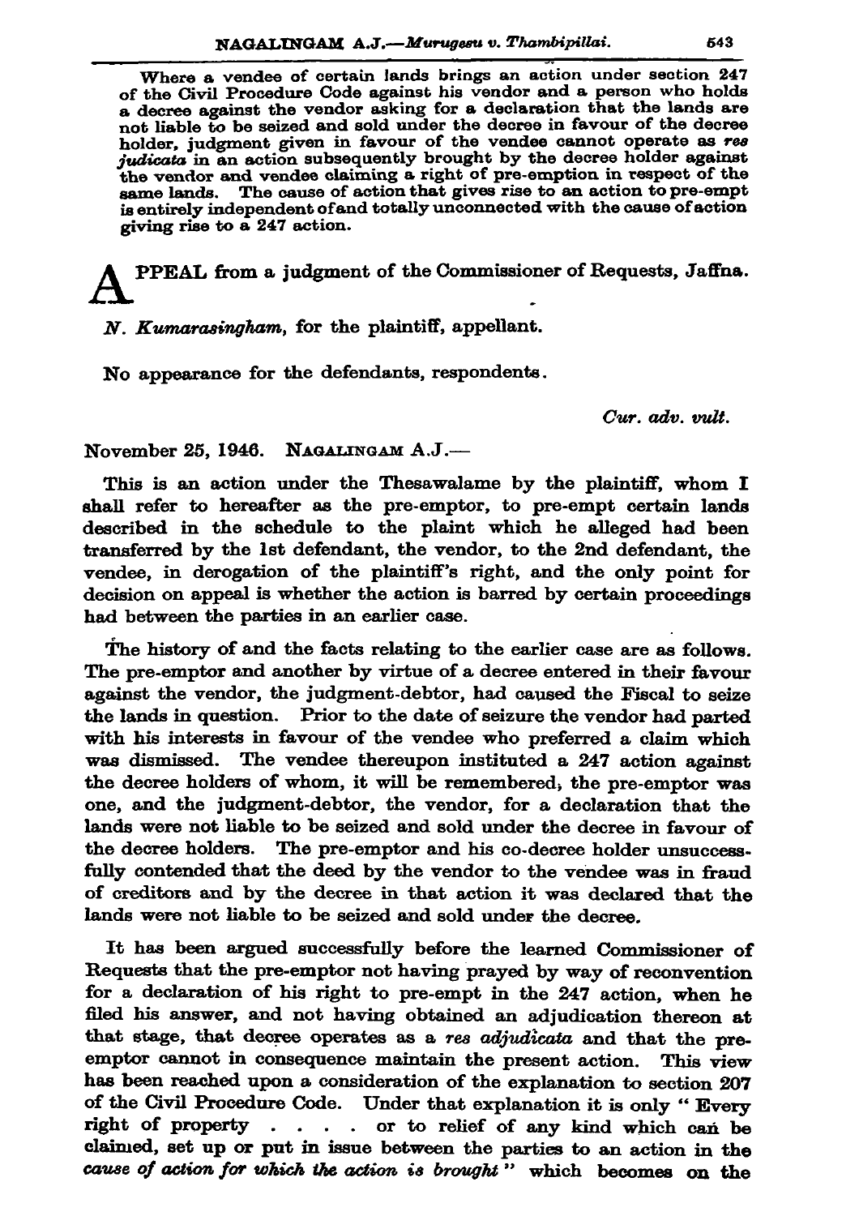Where a vendee of certain lands brings an action under section 247 of the Civil Procedure Code against his vendor and a person who holds a decree against the vendor asking for a declaration that the lands are not liable to be seized and sold under the decree in favour of the decree holder, judgment given in favour of the vendee cannot operate as *res judicata* in an action subsequently brought by the decree holder against the vendor and vendee claiming a right of pre-emption in respect of the same lands. The cause of action that gives rise to an action to pre-empt is entirely independent of and totally unconnected with the cause of action giving rise to a 247 action.

APPEAL from a judgment of the Commissioner of Requests, Jaffna.

*N. Kumarasingham*, for the plaintiff, appellant.

No appearance for the defendants, respondents.

*Cur. adv. vult.*

November 25, 1946. NAGALINGAM A.J.—

This is an action under the Thesawalame by the plaintiff, whom I shall refer to hereafter as the pre-emptor, to pre-empt certain lands described in the schedule to the plaint which he alleged had been transferred by the 1st defendant, the vendor, to the 2nd defendant, the vendee, in derogation of the plaintiff's right, and the only point for decision on appeal is whether the action is barred by certain proceedings had between the parties in an earlier case.

The history of and the facts relating to the earlier case are as follows. The pre-emptor and another by virtue of a decree entered in their favour against the vendor, the judgment-debtor, had caused the Fiscal to seize the lands in question. Prior to the date of seizure the vendor had parted with his interests in favour of the vendee who preferred a claim which was dismissed. The vendee thereupon instituted a 247 action against the decree holders of whom, it will be remembered, the pre-emptor was one, and the judgment-debtor, the vendor, for a declaration that the lands were not liable to be seized and sold under the decree in favour of the decree holders. The pre-emptor and his co-decree holder unsuccessfully contended that the deed by the vendor to the vendee was in fraud of creditors and by the decree in that action it was declared that the lands were not liable to be seized and sold under the decree.

It has been argued successfully before the learned Commissioner of Requests that the pre-emptor not having prayed by way of reconvention for a declaration of his right to pre-empt in the 247 action, when he filed his answer, and not having obtained an adjudication thereon at that stage, that decree operates as a *res adjudicata* and that the pre-emptor cannot in consequence maintain the present action. This view has been reached upon a consideration of the explanation to section 207 of the Civil Procedure Code. Under that explanation it is only " Every right of property . . . . or to relief of any kind which can be claimed, set up or put in issue between the parties to an action in the *cause of action for which the action is brought* " which becomes on the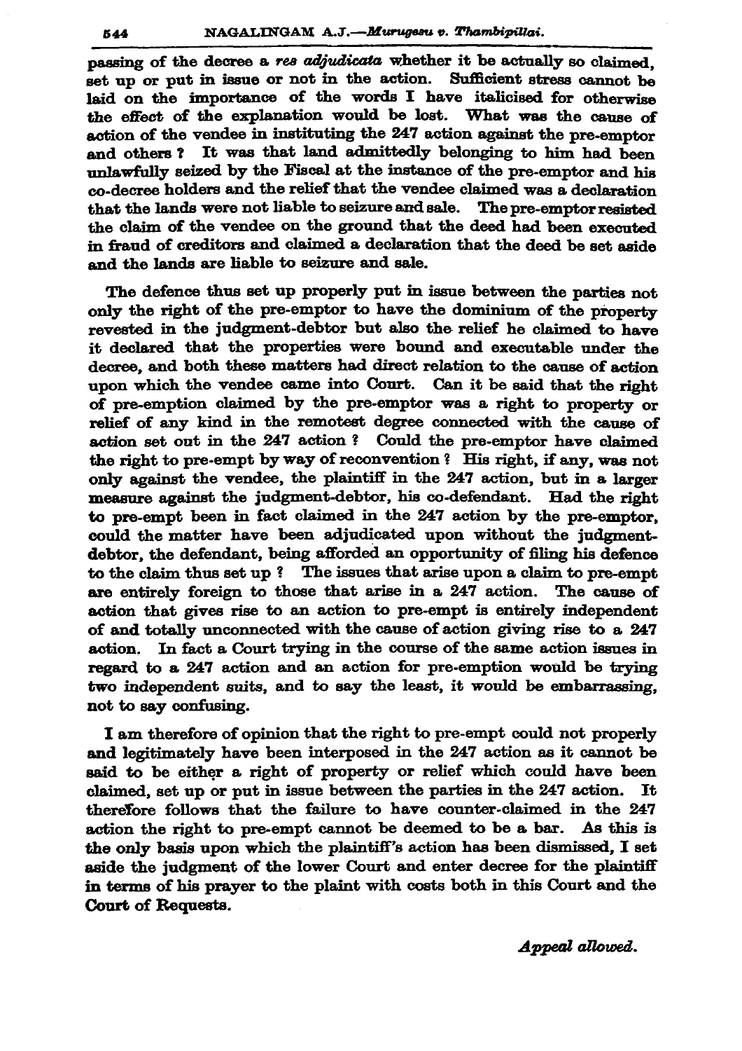passing of the decree a *res adjudicata* whether it be actually so claimed, set up or put in issue or not in the action. Sufficient stress cannot be laid on the importance of the words I have italicised for otherwise the effect of the explanation would be lost. What was the cause of action of the vendee in instituting the 247 action against the pre-emptor and others? It was that land admittedly belonging to him had been unlawfully seized by the Fiscal at the instance of the pre-emptor and his co-decree holders and the relief that the vendee claimed was a declaration that the lands were not liable to seizure and sale. The pre-emptor resisted the claim of the vendee on the ground that the deed had been executed in fraud of creditors and claimed a declaration that the deed be set aside and the lands are liable to seizure and sale.

The defence thus set up properly put in issue between the parties not only the right of the pre-emptor to have the dominium of the property revested in the judgment-debtor but also the relief he claimed to have it declared that the properties were bound and executable under the decree, and both these matters had direct relation to the cause of action upon which the vendee came into Court. Can it be said that the right of pre-emption claimed by the pre-emptor was a right to property or relief of any kind in the remotest degree connected with the cause of action set out in the 247 action? Could the pre-emptor have claimed the right to pre-empt by way of reconvention? His right, if any, was not only against the vendee, the plaintiff in the 247 action, but in a larger measure against the judgment-debtor, his co-defendant. Had the right to pre-empt been in fact claimed in the 247 action by the pre-emptor, could the matter have been adjudicated upon without the judgment-debtor, the defendant, being afforded an opportunity of filing his defence to the claim thus set up? The issues that arise upon a claim to pre-empt are entirely foreign to those that arise in a 247 action. The cause of action that gives rise to an action to pre-empt is entirely independent of and totally unconnected with the cause of action giving rise to a 247 action. In fact a Court trying in the course of the same action issues in regard to a 247 action and an action for pre-emption would be trying two independent suits, and to say the least, it would be embarrassing, not to say confusing.

I am therefore of opinion that the right to pre-empt could not properly and legitimately have been interposed in the 247 action as it cannot be said to be either a right of property or relief which could have been claimed, set up or put in issue between the parties in the 247 action. It therefore follows that the failure to have counter-claimed in the 247 action the right to pre-empt cannot be deemed to be a bar. As this is the only basis upon which the plaintiff's action has been dismissed, I set aside the judgment of the lower Court and enter decree for the plaintiff in terms of his prayer to the plaint with costs both in this Court and the Court of Requests.

*Appeal allowed.*